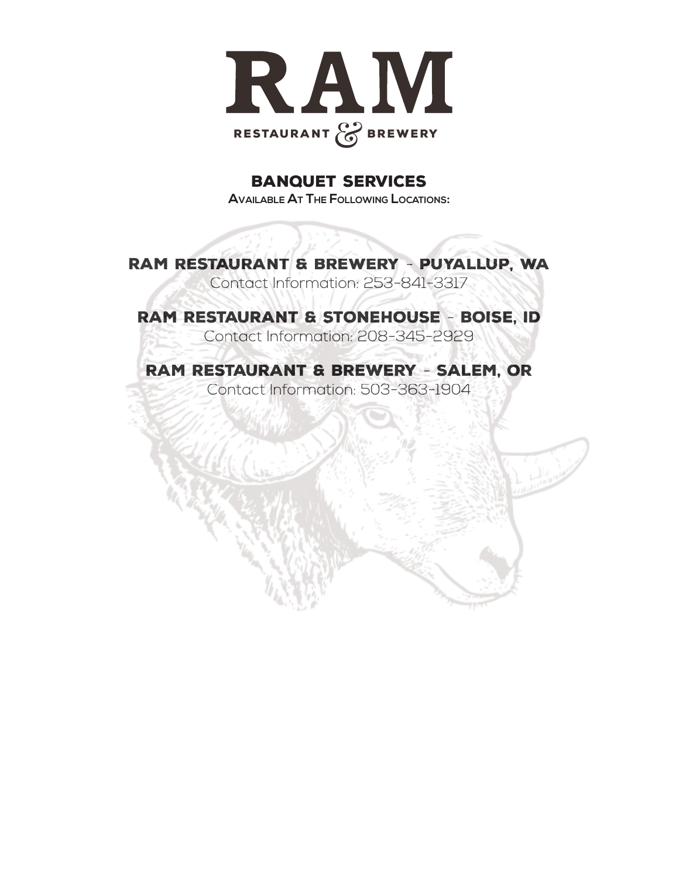# RAM

RESTAURANT & BREWERY

## BANQUET SERVICES

**Available At The Following Locations:**

### RAM RESTAURANT & BREWERY - PUYALLUP, WA

Contact Information: 253-841-3317

### RAM RESTAURANT & STONEHOUSE - BOISE, ID

Contact Information: 208-345-2929

### RAM RESTAURANT & BREWERY - SALEM, OR

Contact Information: 503-363-1904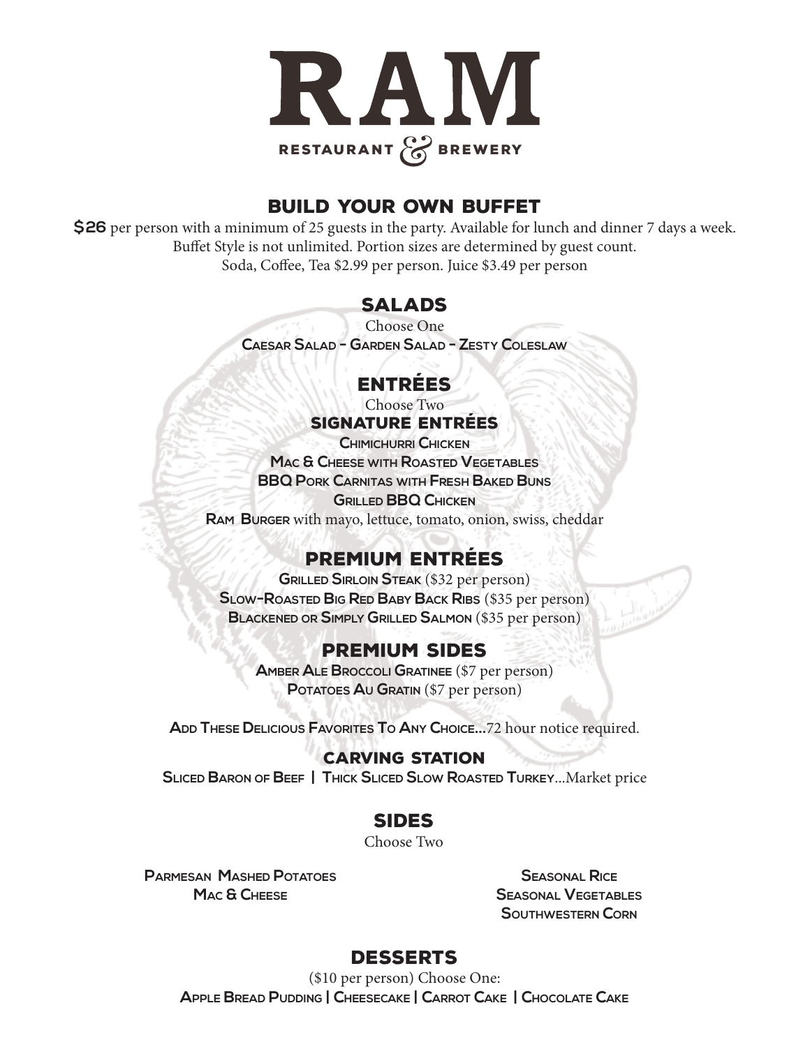# RAM

RESTAURANT & BREWERY

## BUILD YOUR OWN BUFFET

**$26** per person with a minimum of 25 guests in the party. Available for lunch and dinner 7 days a week.
Buffet Style is not unlimited. Portion sizes are determined by guest count.
Soda, Coffee, Tea $2.99 per person. Juice $3.49 per person

### SALADS

Choose One

**Caesar Salad - Garden Salad - Zesty Coleslaw**

### ENTRÉES

Choose Two

### SIGNATURE ENTRÉES

**Chimichurri Chicken**
**Mac & Cheese with Roasted Vegetables**
**BBQ Pork Carnitas with Fresh Baked Buns**
**Grilled BBQ Chicken**
**Ram Burger** with mayo, lettuce, tomato, onion, swiss, cheddar

### PREMIUM ENTRÉES

**Grilled Sirloin Steak** ($32 per person)
**Slow-Roasted Big Red Baby Back Ribs** ($35 per person)
**Blackened or Simply Grilled Salmon** ($35 per person)

### PREMIUM SIDES

**Amber Ale Broccoli Gratinee** ($7 per person)
**Potatoes Au Gratin** ($7 per person)

**Add These Delicious Favorites To Any Choice...**72 hour notice required.

### CARVING STATION

**Sliced Baron of Beef | Thick Sliced Slow Roasted Turkey**...Market price

### SIDES

Choose Two

**Parmesan Mashed Potatoes**
**Mac & Cheese**
**Seasonal Rice**
**Seasonal Vegetables**
**Southwestern Corn**

### DESSERTS

($10 per person) Choose One:

**Apple Bread Pudding | Cheesecake | Carrot Cake | Chocolate Cake**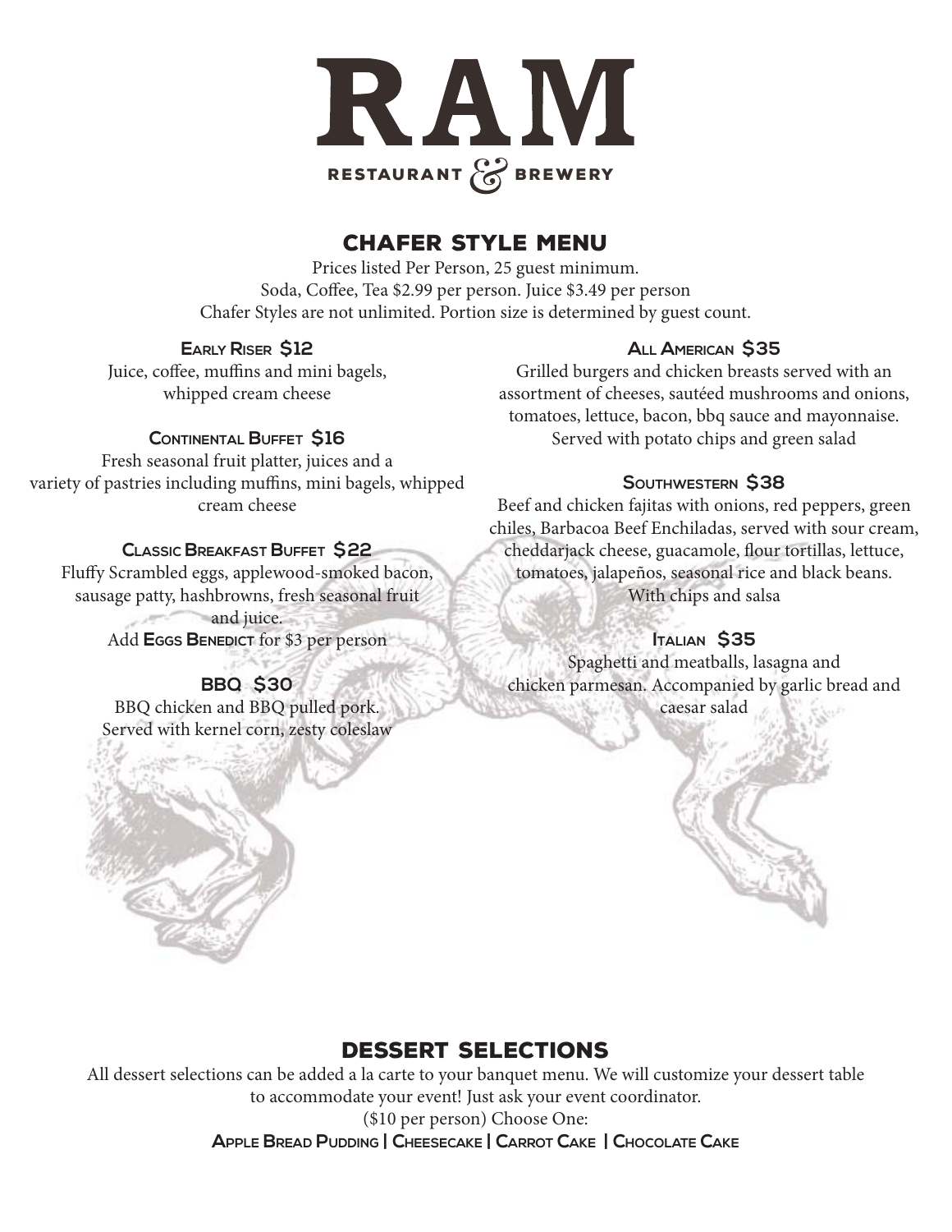# RAM

RESTAURANT & BREWERY

## CHAFER STYLE MENU

Prices listed Per Person, 25 guest minimum.
Soda, Coffee, Tea $2.99 per person. Juice $3.49 per person
Chafer Styles are not unlimited. Portion size is determined by guest count.

### Early Riser $12

Juice, coffee, muffins and mini bagels, whipped cream cheese

### Continental Buffet $16

Fresh seasonal fruit platter, juices and a variety of pastries including muffins, mini bagels, whipped cream cheese

### Classic Breakfast Buffet $22

Fluffy Scrambled eggs, applewood-smoked bacon, sausage patty, hashbrowns, fresh seasonal fruit and juice.
Add **Eggs Benedict** for $3 per person

### BBQ $30

BBQ chicken and BBQ pulled pork.
Served with kernel corn, zesty coleslaw

### All American $35

Grilled burgers and chicken breasts served with an assortment of cheeses, sautéed mushrooms and onions, tomatoes, lettuce, bacon, bbq sauce and mayonnaise.
Served with potato chips and green salad

### Southwestern $38

Beef and chicken fajitas with onions, red peppers, green chiles, Barbacoa Beef Enchiladas, served with sour cream, cheddarjack cheese, guacamole, flour tortillas, lettuce, tomatoes, jalapeños, seasonal rice and black beans.
With chips and salsa

### Italian $35

Spaghetti and meatballs, lasagna and chicken parmesan. Accompanied by garlic bread and caesar salad

## DESSERT SELECTIONS

All dessert selections can be added a la carte to your banquet menu. We will customize your dessert table to accommodate your event! Just ask your event coordinator.
($10 per person) Choose One:
**Apple Bread Pudding | Cheesecake | Carrot Cake | Chocolate Cake**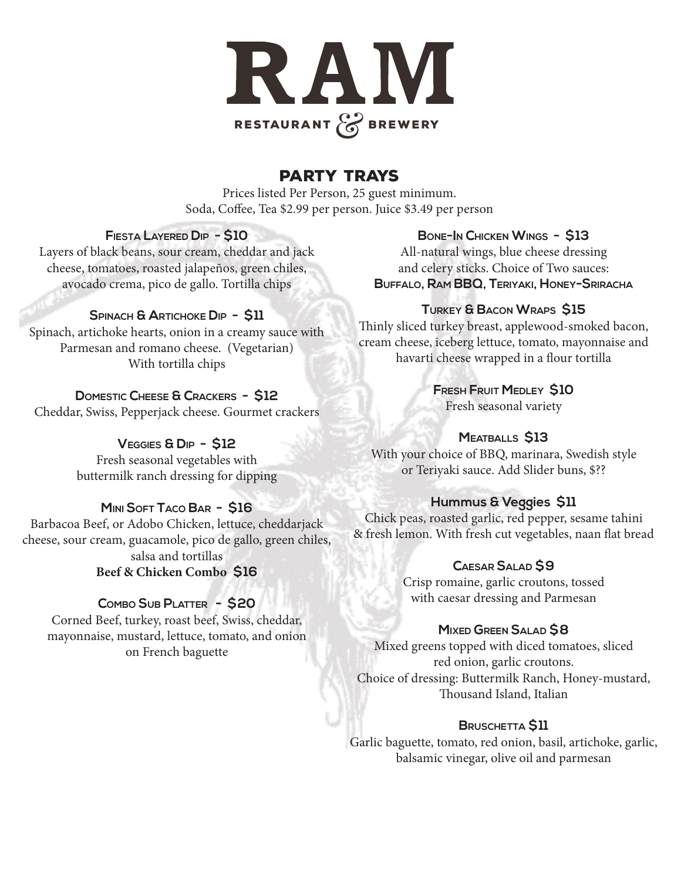# RAM

RESTAURANT & BREWERY

## PARTY TRAYS

Prices listed Per Person, 25 guest minimum.
Soda, Coffee, Tea $2.99 per person. Juice $3.49 per person

### Fiesta Layered Dip - $10

Layers of black beans, sour cream, cheddar and jack cheese, tomatoes, roasted jalapeños, green chiles, avocado crema, pico de gallo. Tortilla chips

### Spinach & Artichoke Dip - $11

Spinach, artichoke hearts, onion in a creamy sauce with Parmesan and romano cheese. (Vegetarian)
With tortilla chips

### Domestic Cheese & Crackers - $12

Cheddar, Swiss, Pepperjack cheese. Gourmet crackers

### Veggies & Dip - $12

Fresh seasonal vegetables with buttermilk ranch dressing for dipping

### Mini Soft Taco Bar - $16

Barbacoa Beef, or Adobo Chicken, lettuce, cheddarjack cheese, sour cream, guacamole, pico de gallo, green chiles, salsa and tortillas

**Beef & Chicken Combo $16**

### Combo Sub Platter - $20

Corned Beef, turkey, roast beef, Swiss, cheddar, mayonnaise, mustard, lettuce, tomato, and onion on French baguette

### Bone-In Chicken Wings - $13

All-natural wings, blue cheese dressing and celery sticks. Choice of Two sauces:
**Buffalo, Ram BBQ, Teriyaki, Honey-Sriracha**

### Turkey & Bacon Wraps $15

Thinly sliced turkey breast, applewood-smoked bacon, cream cheese, iceberg lettuce, tomato, mayonnaise and havarti cheese wrapped in a flour tortilla

### Fresh Fruit Medley $10

Fresh seasonal variety

### Meatballs $13

With your choice of BBQ, marinara, Swedish style or Teriyaki sauce. Add Slider buns, $??

### Hummus & Veggies $11

Chick peas, roasted garlic, red pepper, sesame tahini & fresh lemon. With fresh cut vegetables, naan flat bread

### Caesar Salad $9

Crisp romaine, garlic croutons, tossed with caesar dressing and Parmesan

### Mixed Green Salad $8

Mixed greens topped with diced tomatoes, sliced red onion, garlic croutons.
Choice of dressing: Buttermilk Ranch, Honey-mustard, Thousand Island, Italian

### Bruschetta $11

Garlic baguette, tomato, red onion, basil, artichoke, garlic, balsamic vinegar, olive oil and parmesan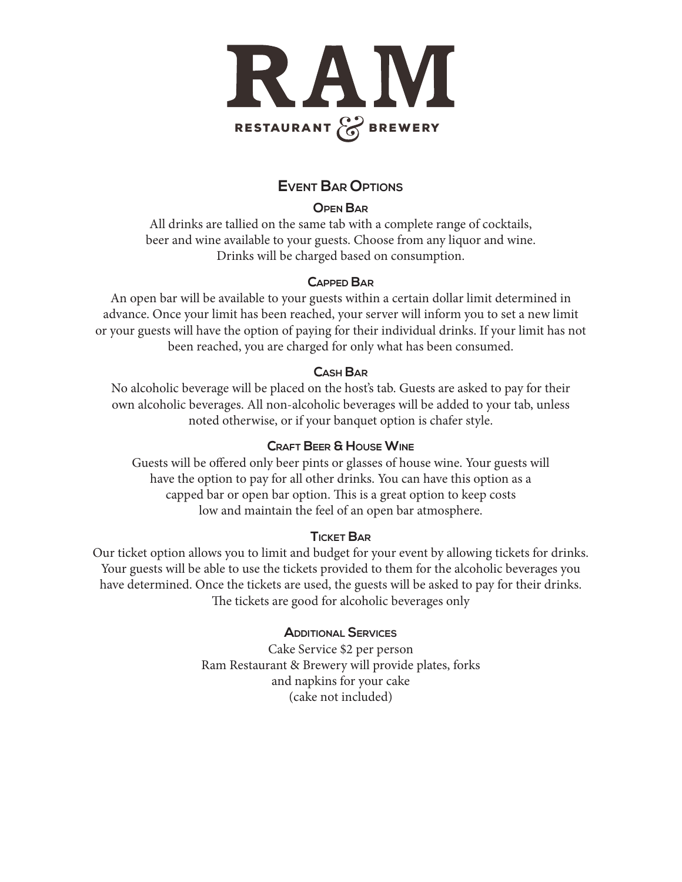# RAM

RESTAURANT & BREWERY

## Event Bar Options

### Open Bar

All drinks are tallied on the same tab with a complete range of cocktails, beer and wine available to your guests. Choose from any liquor and wine. Drinks will be charged based on consumption.

### Capped Bar

An open bar will be available to your guests within a certain dollar limit determined in advance. Once your limit has been reached, your server will inform you to set a new limit or your guests will have the option of paying for their individual drinks. If your limit has not been reached, you are charged for only what has been consumed.

### Cash Bar

No alcoholic beverage will be placed on the host's tab. Guests are asked to pay for their own alcoholic beverages. All non-alcoholic beverages will be added to your tab, unless noted otherwise, or if your banquet option is chafer style.

### Craft Beer & House Wine

Guests will be offered only beer pints or glasses of house wine. Your guests will have the option to pay for all other drinks. You can have this option as a capped bar or open bar option. This is a great option to keep costs low and maintain the feel of an open bar atmosphere.

### Ticket Bar

Our ticket option allows you to limit and budget for your event by allowing tickets for drinks. Your guests will be able to use the tickets provided to them for the alcoholic beverages you have determined. Once the tickets are used, the guests will be asked to pay for their drinks. The tickets are good for alcoholic beverages only

### Additional Services

Cake Service $2 per person
Ram Restaurant & Brewery will provide plates, forks and napkins for your cake
(cake not included)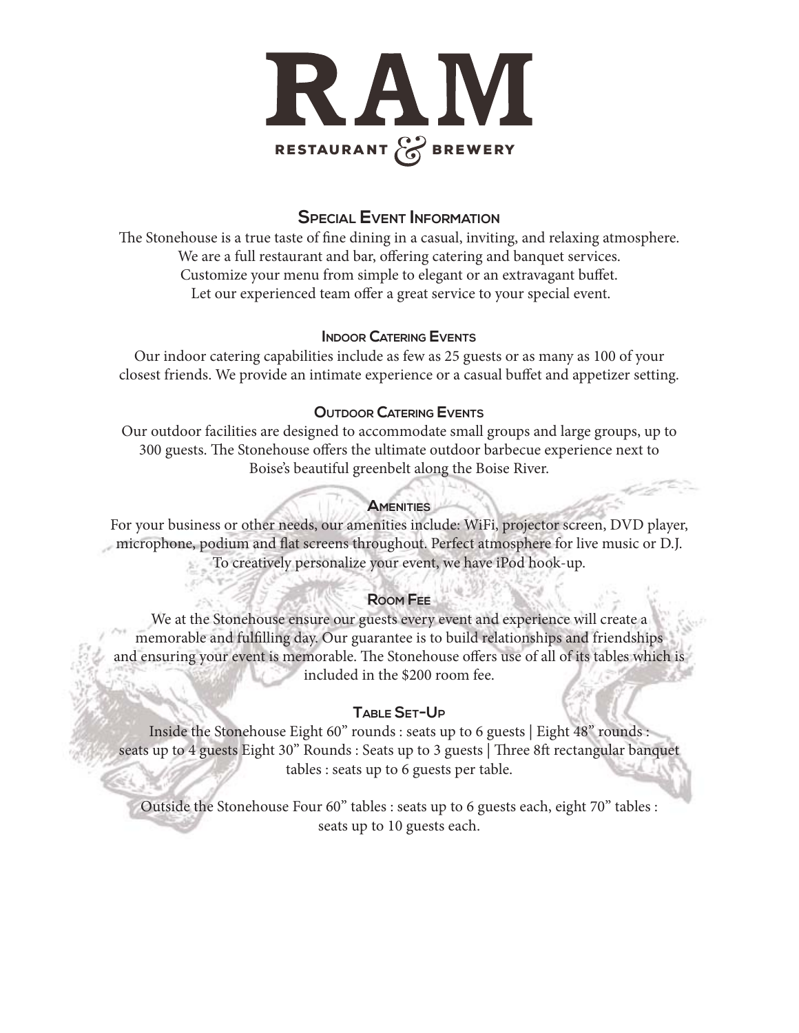# RAM

RESTAURANT & BREWERY

## Special Event Information

The Stonehouse is a true taste of fine dining in a casual, inviting, and relaxing atmosphere.
We are a full restaurant and bar, offering catering and banquet services.
Customize your menu from simple to elegant or an extravagant buffet.
Let our experienced team offer a great service to your special event.

### Indoor Catering Events

Our indoor catering capabilities include as few as 25 guests or as many as 100 of your closest friends. We provide an intimate experience or a casual buffet and appetizer setting.

### Outdoor Catering Events

Our outdoor facilities are designed to accommodate small groups and large groups, up to 300 guests. The Stonehouse offers the ultimate outdoor barbecue experience next to Boise's beautiful greenbelt along the Boise River.

### Amenities

For your business or other needs, our amenities include: WiFi, projector screen, DVD player, microphone, podium and flat screens throughout. Perfect atmosphere for live music or D.J. To creatively personalize your event, we have iPod hook-up.

### Room Fee

We at the Stonehouse ensure our guests every event and experience will create a memorable and fulfilling day. Our guarantee is to build relationships and friendships and ensuring your event is memorable. The Stonehouse offers use of all of its tables which is included in the $200 room fee.

### Table Set-Up

Inside the Stonehouse Eight 60" rounds : seats up to 6 guests | Eight 48" rounds : seats up to 4 guests Eight 30" Rounds : Seats up to 3 guests | Three 8ft rectangular banquet tables : seats up to 6 guests per table.

Outside the Stonehouse Four 60" tables : seats up to 6 guests each, eight 70" tables : seats up to 10 guests each.